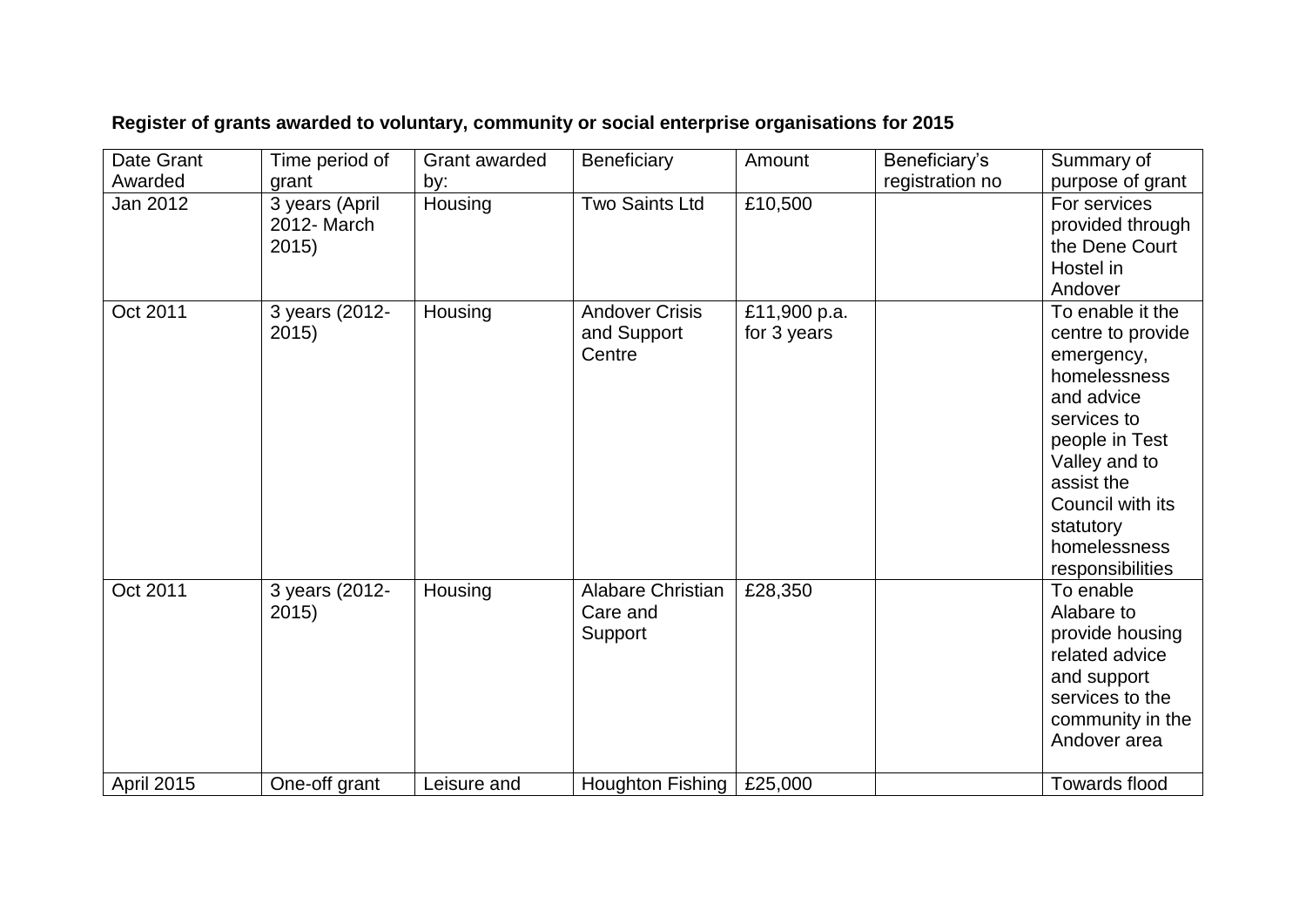**Register of grants awarded to voluntary, community or social enterprise organisations for 2015**

| Date Grant Awarded | Time period of grant | Grant awarded by: | Beneficiary | Amount | Beneficiary's registration no | Summary of purpose of grant |
|---|---|---|---|---|---|---|
| Jan 2012 | 3 years (April 2012- March 2015) | Housing | Two Saints Ltd | £10,500 | | For services provided through the Dene Court Hostel in Andover |
| Oct 2011 | 3 years (2012-2015) | Housing | Andover Crisis and Support Centre | £11,900 p.a. for 3 years | | To enable it the centre to provide emergency, homelessness and advice services to people in Test Valley and to assist the Council with its statutory homelessness responsibilities |
| Oct 2011 | 3 years (2012-2015) | Housing | Alabare Christian Care and Support | £28,350 | | To enable Alabare to provide housing related advice and support services to the community in the Andover area |
| April 2015 | One-off grant | Leisure and | Houghton Fishing | £25,000 | | Towards flood |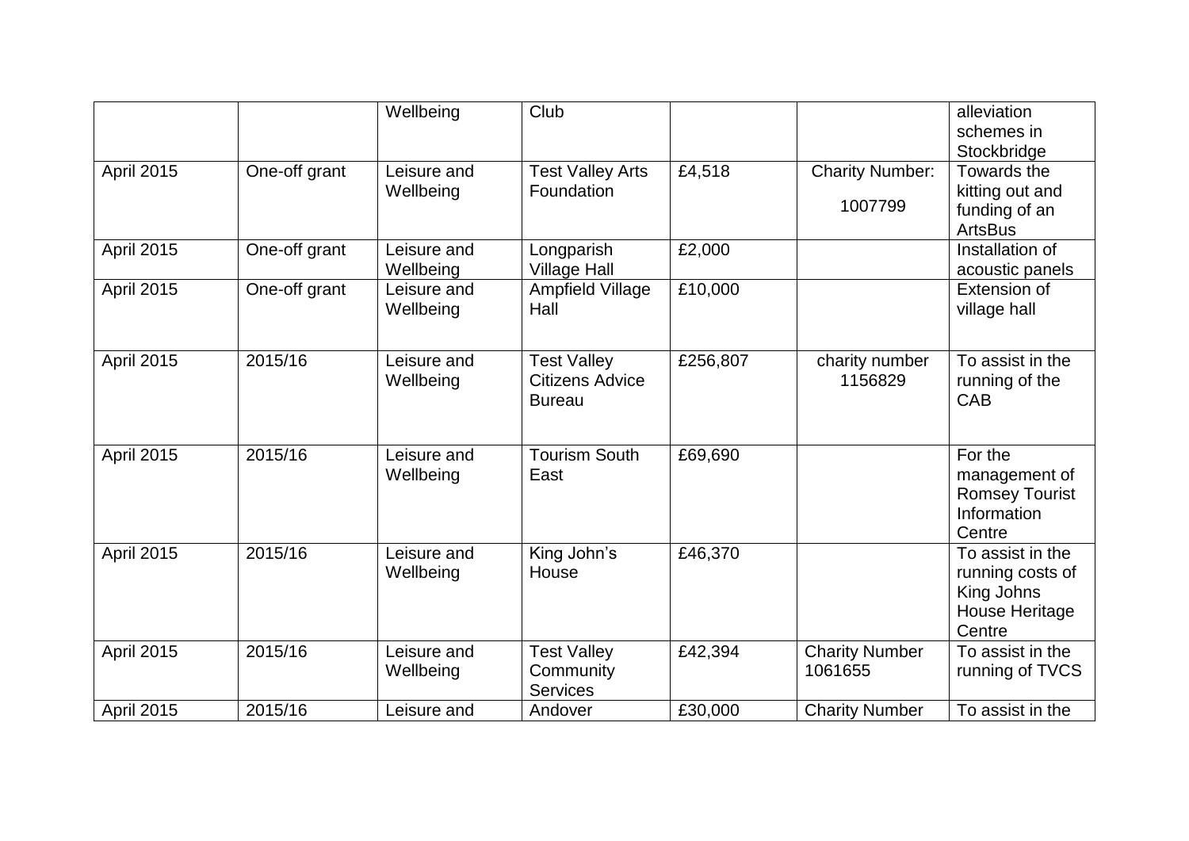|  |  | Wellbeing | Club |  |  | alleviation schemes in Stockbridge |
| --- | --- | --- | --- | --- | --- | --- |
| April 2015 | One-off grant | Leisure and Wellbeing | Test Valley Arts Foundation | £4,518 | Charity Number: 1007799 | Towards the kitting out and funding of an ArtsBus |
| April 2015 | One-off grant | Leisure and Wellbeing | Longparish Village Hall | £2,000 |  | Installation of acoustic panels |
| April 2015 | One-off grant | Leisure and Wellbeing | Ampfield Village Hall | £10,000 |  | Extension of village hall |
| April 2015 | 2015/16 | Leisure and Wellbeing | Test Valley Citizens Advice Bureau | £256,807 | charity number 1156829 | To assist in the running of the CAB |
| April 2015 | 2015/16 | Leisure and Wellbeing | Tourism South East | £69,690 |  | For the management of Romsey Tourist Information Centre |
| April 2015 | 2015/16 | Leisure and Wellbeing | King John's House | £46,370 |  | To assist in the running costs of King Johns House Heritage Centre |
| April 2015 | 2015/16 | Leisure and Wellbeing | Test Valley Community Services | £42,394 | Charity Number 1061655 | To assist in the running of TVCS |
| April 2015 | 2015/16 | Leisure and | Andover | £30,000 | Charity Number | To assist in the |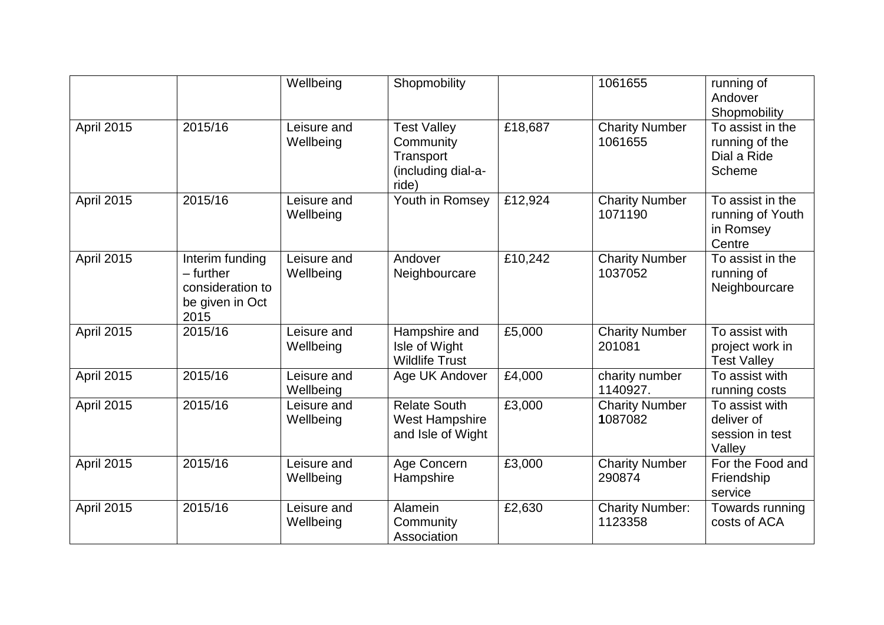|  |  | Wellbeing | Shopmobility |  | 1061655 | running of Andover Shopmobility |
|---|---|---|---|---|---|---|
| April 2015 | 2015/16 | Leisure and Wellbeing | Test Valley Community Transport (including dial-a-ride) | £18,687 | Charity Number 1061655 | To assist in the running of the Dial a Ride Scheme |
| April 2015 | 2015/16 | Leisure and Wellbeing | Youth in Romsey | £12,924 | Charity Number 1071190 | To assist in the running of Youth in Romsey Centre |
| April 2015 | Interim funding – further consideration to be given in Oct 2015 | Leisure and Wellbeing | Andover Neighbourcare | £10,242 | Charity Number 1037052 | To assist in the running of Neighbourcare |
| April 2015 | 2015/16 | Leisure and Wellbeing | Hampshire and Isle of Wight Wildlife Trust | £5,000 | Charity Number 201081 | To assist with project work in Test Valley |
| April 2015 | 2015/16 | Leisure and Wellbeing | Age UK Andover | £4,000 | charity number 1140927. | To assist with running costs |
| April 2015 | 2015/16 | Leisure and Wellbeing | Relate South West Hampshire and Isle of Wight | £3,000 | Charity Number **1**087082 | To assist with deliver of session in test Valley |
| April 2015 | 2015/16 | Leisure and Wellbeing | Age Concern Hampshire | £3,000 | Charity Number 290874 | For the Food and Friendship service |
| April 2015 | 2015/16 | Leisure and Wellbeing | Alamein Community Association | £2,630 | Charity Number: 1123358 | Towards running costs of ACA |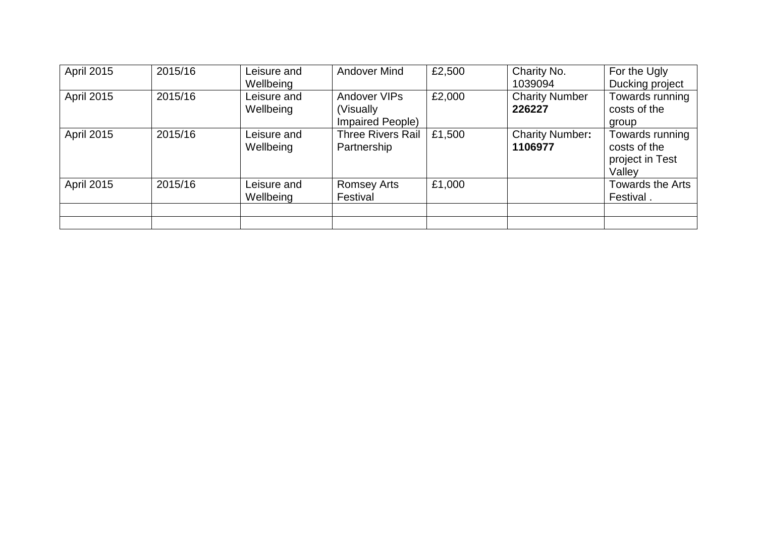| | | | | | | |
|---|---|---|---|---|---|---|
| April 2015 | 2015/16 | Leisure and Wellbeing | Andover Mind | £2,500 | Charity No. 1039094 | For the Ugly Ducking project |
| April 2015 | 2015/16 | Leisure and Wellbeing | Andover VIPs (Visually Impaired People) | £2,000 | Charity Number **226227** | Towards running costs of the group |
| April 2015 | 2015/16 | Leisure and Wellbeing | Three Rivers Rail Partnership | £1,500 | Charity Number**: 1106977** | Towards running costs of the project in Test Valley |
| April 2015 | 2015/16 | Leisure and Wellbeing | Romsey Arts Festival | £1,000 | | Towards the Arts Festival . |
| | | | | | | |
| | | | | | | |